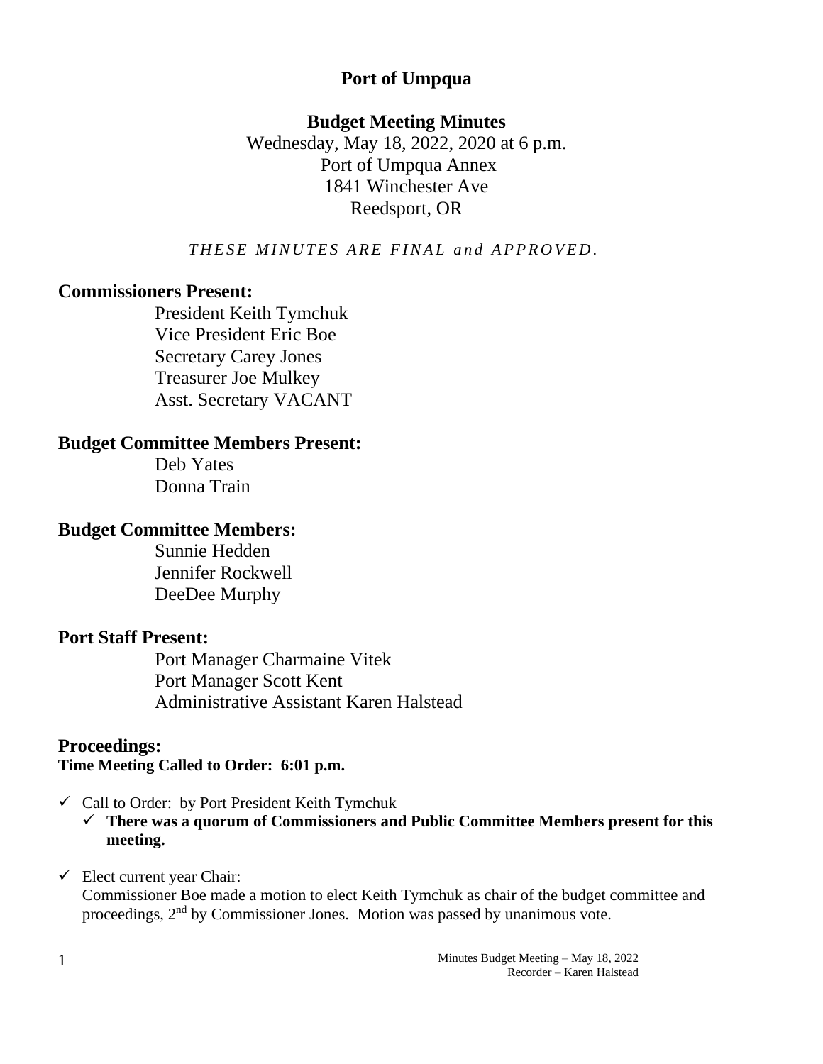# Port of Umpqua

## Budget Meeting Minutes

Wednesday, May 18, 2022, 2020 at 6 p.m.
Port of Umpqua Annex
1841 Winchester Ave
Reedsport, OR

*THESE MINUTES ARE FINAL and APPROVED.*

### Commissioners Present:

President Keith Tymchuk
Vice President Eric Boe
Secretary Carey Jones
Treasurer Joe Mulkey
Asst. Secretary VACANT

### Budget Committee Members Present:

Deb Yates
Donna Train

### Budget Committee Members:

Sunnie Hedden
Jennifer Rockwell
DeeDee Murphy

### Port Staff Present:

Port Manager Charmaine Vitek
Port Manager Scott Kent
Administrative Assistant Karen Halstead

### Proceedings:

**Time Meeting Called to Order: 6:01 p.m.**

- ✓ Call to Order: by Port President Keith Tymchuk
  - ✓ **There was a quorum of Commissioners and Public Committee Members present for this meeting.**
- ✓ Elect current year Chair:
  Commissioner Boe made a motion to elect Keith Tymchuk as chair of the budget committee and proceedings, 2nd by Commissioner Jones. Motion was passed by unanimous vote.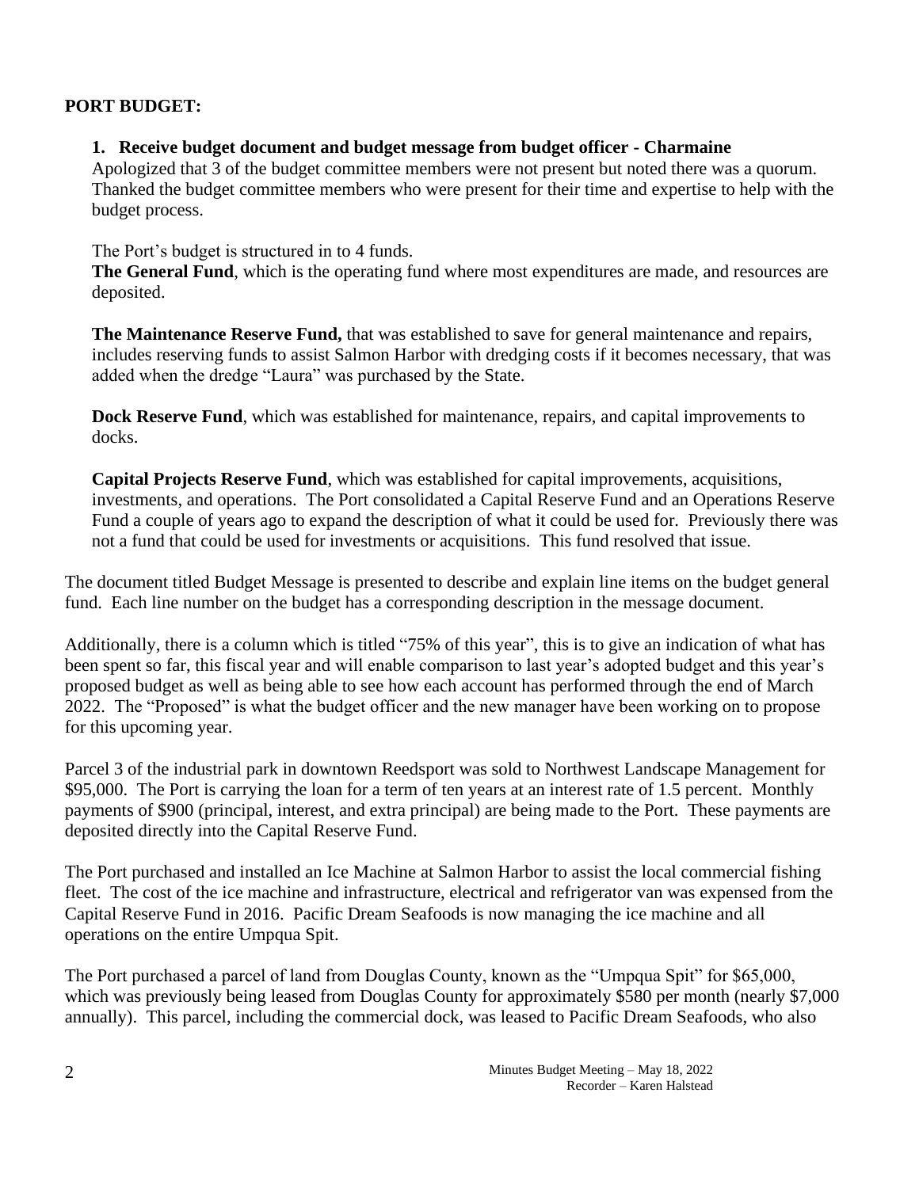**PORT BUDGET:**

1. **Receive budget document and budget message from budget officer - Charmaine**

   Apologized that 3 of the budget committee members were not present but noted there was a quorum. Thanked the budget committee members who were present for their time and expertise to help with the budget process.

   The Port's budget is structured in to 4 funds.

   **The General Fund**, which is the operating fund where most expenditures are made, and resources are deposited.

   **The Maintenance Reserve Fund,** that was established to save for general maintenance and repairs, includes reserving funds to assist Salmon Harbor with dredging costs if it becomes necessary, that was added when the dredge "Laura" was purchased by the State.

   **Dock Reserve Fund**, which was established for maintenance, repairs, and capital improvements to docks.

   **Capital Projects Reserve Fund**, which was established for capital improvements, acquisitions, investments, and operations. The Port consolidated a Capital Reserve Fund and an Operations Reserve Fund a couple of years ago to expand the description of what it could be used for. Previously there was not a fund that could be used for investments or acquisitions. This fund resolved that issue.

The document titled Budget Message is presented to describe and explain line items on the budget general fund. Each line number on the budget has a corresponding description in the message document.

Additionally, there is a column which is titled "75% of this year", this is to give an indication of what has been spent so far, this fiscal year and will enable comparison to last year's adopted budget and this year's proposed budget as well as being able to see how each account has performed through the end of March 2022. The "Proposed" is what the budget officer and the new manager have been working on to propose for this upcoming year.

Parcel 3 of the industrial park in downtown Reedsport was sold to Northwest Landscape Management for $95,000. The Port is carrying the loan for a term of ten years at an interest rate of 1.5 percent. Monthly payments of $900 (principal, interest, and extra principal) are being made to the Port. These payments are deposited directly into the Capital Reserve Fund.

The Port purchased and installed an Ice Machine at Salmon Harbor to assist the local commercial fishing fleet. The cost of the ice machine and infrastructure, electrical and refrigerator van was expensed from the Capital Reserve Fund in 2016. Pacific Dream Seafoods is now managing the ice machine and all operations on the entire Umpqua Spit.

The Port purchased a parcel of land from Douglas County, known as the "Umpqua Spit" for $65,000, which was previously being leased from Douglas County for approximately $580 per month (nearly $7,000 annually). This parcel, including the commercial dock, was leased to Pacific Dream Seafoods, who also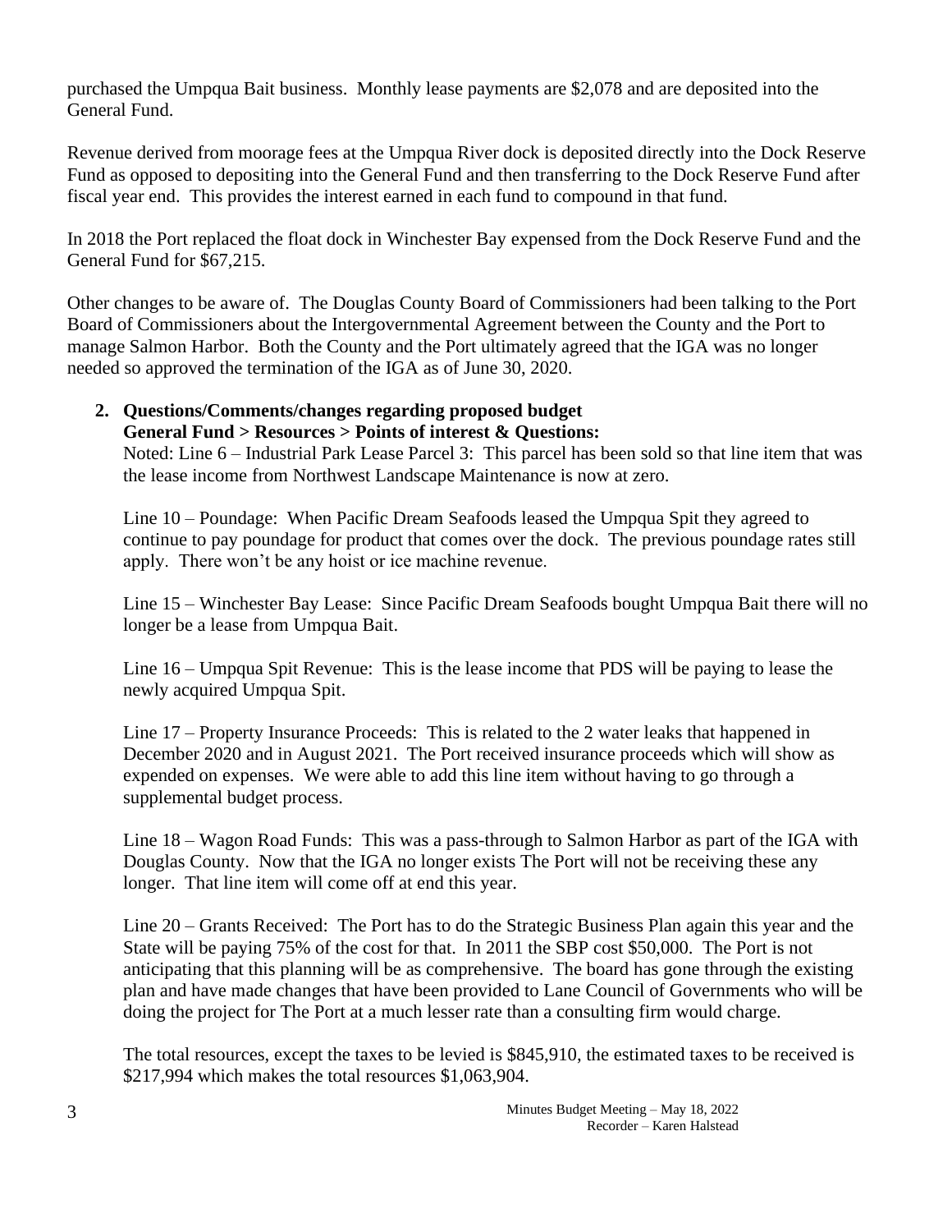purchased the Umpqua Bait business. Monthly lease payments are $2,078 and are deposited into the General Fund.

Revenue derived from moorage fees at the Umpqua River dock is deposited directly into the Dock Reserve Fund as opposed to depositing into the General Fund and then transferring to the Dock Reserve Fund after fiscal year end. This provides the interest earned in each fund to compound in that fund.

In 2018 the Port replaced the float dock in Winchester Bay expensed from the Dock Reserve Fund and the General Fund for $67,215.

Other changes to be aware of. The Douglas County Board of Commissioners had been talking to the Port Board of Commissioners about the Intergovernmental Agreement between the County and the Port to manage Salmon Harbor. Both the County and the Port ultimately agreed that the IGA was no longer needed so approved the termination of the IGA as of June 30, 2020.

2. **Questions/Comments/changes regarding proposed budget**
   **General Fund > Resources > Points of interest & Questions:**
   Noted: Line 6 – Industrial Park Lease Parcel 3: This parcel has been sold so that line item that was the lease income from Northwest Landscape Maintenance is now at zero.

   Line 10 – Poundage: When Pacific Dream Seafoods leased the Umpqua Spit they agreed to continue to pay poundage for product that comes over the dock. The previous poundage rates still apply. There won't be any hoist or ice machine revenue.

   Line 15 – Winchester Bay Lease: Since Pacific Dream Seafoods bought Umpqua Bait there will no longer be a lease from Umpqua Bait.

   Line 16 – Umpqua Spit Revenue: This is the lease income that PDS will be paying to lease the newly acquired Umpqua Spit.

   Line 17 – Property Insurance Proceeds: This is related to the 2 water leaks that happened in December 2020 and in August 2021. The Port received insurance proceeds which will show as expended on expenses. We were able to add this line item without having to go through a supplemental budget process.

   Line 18 – Wagon Road Funds: This was a pass-through to Salmon Harbor as part of the IGA with Douglas County. Now that the IGA no longer exists The Port will not be receiving these any longer. That line item will come off at end this year.

   Line 20 – Grants Received: The Port has to do the Strategic Business Plan again this year and the State will be paying 75% of the cost for that. In 2011 the SBP cost $50,000. The Port is not anticipating that this planning will be as comprehensive. The board has gone through the existing plan and have made changes that have been provided to Lane Council of Governments who will be doing the project for The Port at a much lesser rate than a consulting firm would charge.

   The total resources, except the taxes to be levied is $845,910, the estimated taxes to be received is $217,994 which makes the total resources $1,063,904.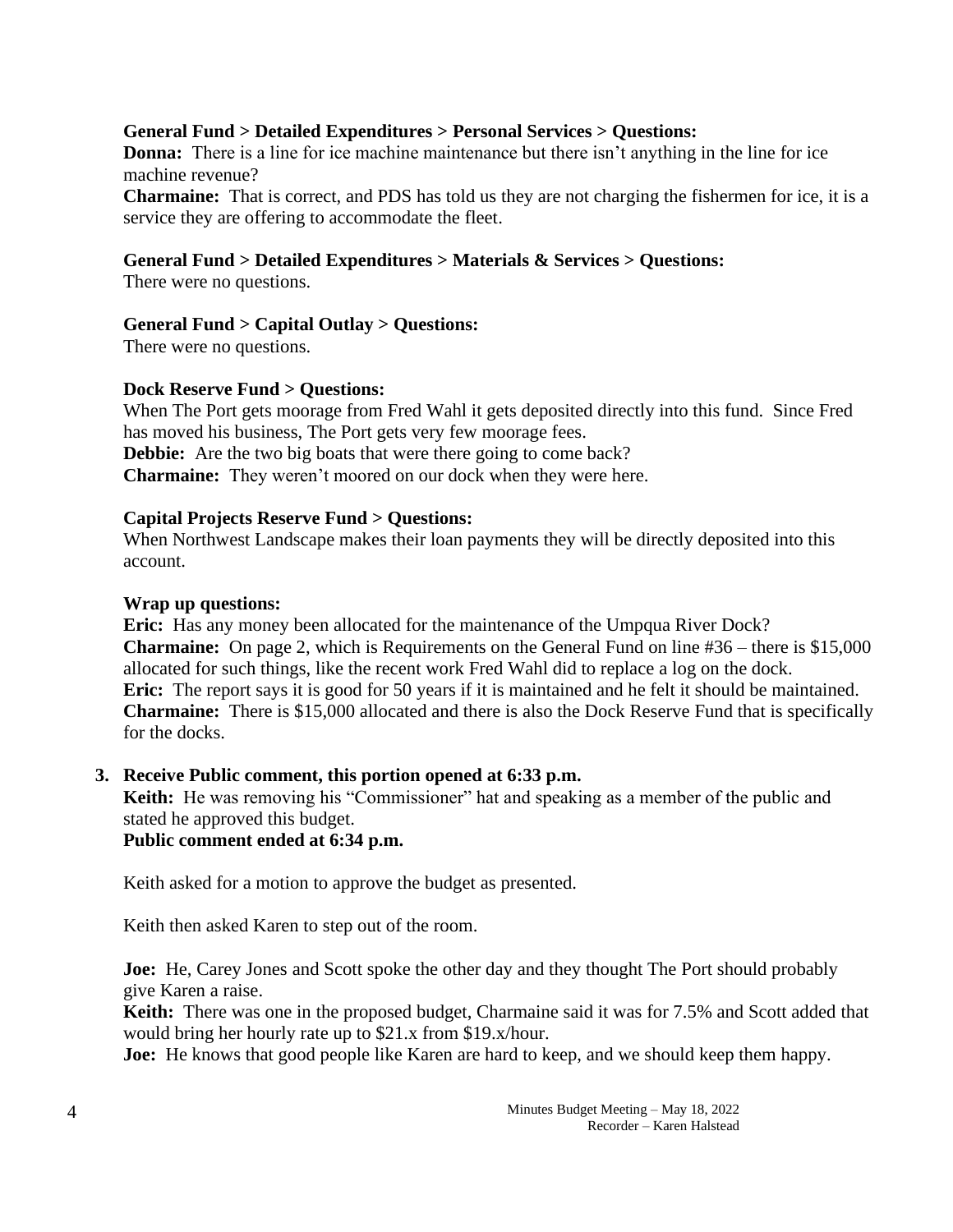**General Fund > Detailed Expenditures > Personal Services > Questions:**

**Donna:** There is a line for ice machine maintenance but there isn't anything in the line for ice machine revenue?

**Charmaine:** That is correct, and PDS has told us they are not charging the fishermen for ice, it is a service they are offering to accommodate the fleet.

**General Fund > Detailed Expenditures > Materials & Services > Questions:**

There were no questions.

**General Fund > Capital Outlay > Questions:**

There were no questions.

**Dock Reserve Fund > Questions:**

When The Port gets moorage from Fred Wahl it gets deposited directly into this fund. Since Fred has moved his business, The Port gets very few moorage fees.

**Debbie:** Are the two big boats that were there going to come back?

**Charmaine:** They weren't moored on our dock when they were here.

**Capital Projects Reserve Fund > Questions:**

When Northwest Landscape makes their loan payments they will be directly deposited into this account.

**Wrap up questions:**

**Eric:** Has any money been allocated for the maintenance of the Umpqua River Dock?

**Charmaine:** On page 2, which is Requirements on the General Fund on line #36 – there is $15,000 allocated for such things, like the recent work Fred Wahl did to replace a log on the dock.

**Eric:** The report says it is good for 50 years if it is maintained and he felt it should be maintained.

**Charmaine:** There is $15,000 allocated and there is also the Dock Reserve Fund that is specifically for the docks.

3. **Receive Public comment, this portion opened at 6:33 p.m.**

   **Keith:** He was removing his "Commissioner" hat and speaking as a member of the public and stated he approved this budget.

   **Public comment ended at 6:34 p.m.**

   Keith asked for a motion to approve the budget as presented.

   Keith then asked Karen to step out of the room.

   **Joe:** He, Carey Jones and Scott spoke the other day and they thought The Port should probably give Karen a raise.

   **Keith:** There was one in the proposed budget, Charmaine said it was for 7.5% and Scott added that would bring her hourly rate up to $21.x from $19.x/hour.

   **Joe:** He knows that good people like Karen are hard to keep, and we should keep them happy.

Minutes Budget Meeting – May 18, 2022
Recorder – Karen Halstead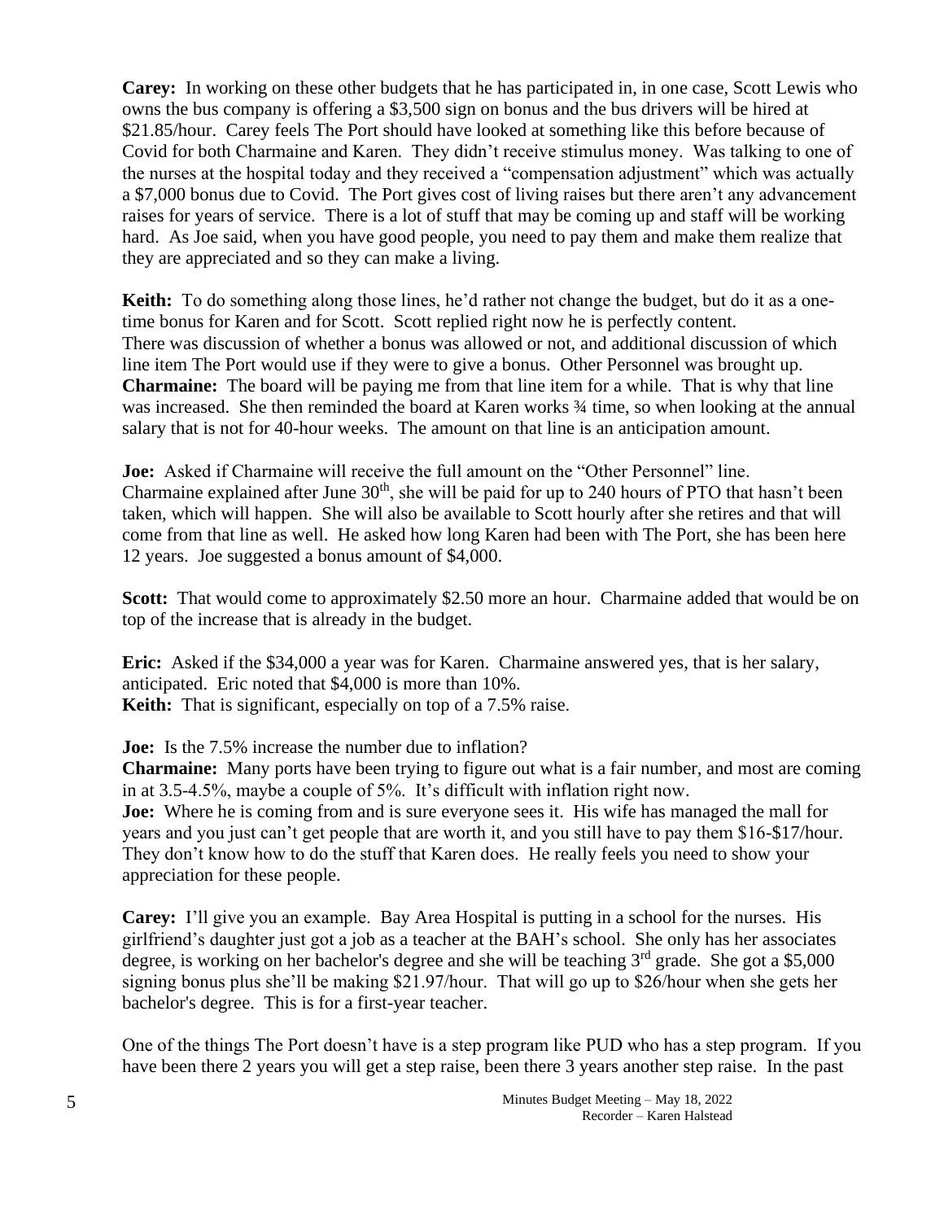**Carey:** In working on these other budgets that he has participated in, in one case, Scott Lewis who owns the bus company is offering a $3,500 sign on bonus and the bus drivers will be hired at $21.85/hour. Carey feels The Port should have looked at something like this before because of Covid for both Charmaine and Karen. They didn't receive stimulus money. Was talking to one of the nurses at the hospital today and they received a "compensation adjustment" which was actually a $7,000 bonus due to Covid. The Port gives cost of living raises but there aren't any advancement raises for years of service. There is a lot of stuff that may be coming up and staff will be working hard. As Joe said, when you have good people, you need to pay them and make them realize that they are appreciated and so they can make a living.

**Keith:** To do something along those lines, he'd rather not change the budget, but do it as a one-time bonus for Karen and for Scott. Scott replied right now he is perfectly content.
There was discussion of whether a bonus was allowed or not, and additional discussion of which line item The Port would use if they were to give a bonus. Other Personnel was brought up.
**Charmaine:** The board will be paying me from that line item for a while. That is why that line was increased. She then reminded the board at Karen works ¾ time, so when looking at the annual salary that is not for 40-hour weeks. The amount on that line is an anticipation amount.

**Joe:** Asked if Charmaine will receive the full amount on the "Other Personnel" line.
Charmaine explained after June 30th, she will be paid for up to 240 hours of PTO that hasn't been taken, which will happen. She will also be available to Scott hourly after she retires and that will come from that line as well. He asked how long Karen had been with The Port, she has been here 12 years. Joe suggested a bonus amount of $4,000.

**Scott:** That would come to approximately $2.50 more an hour. Charmaine added that would be on top of the increase that is already in the budget.

**Eric:** Asked if the $34,000 a year was for Karen. Charmaine answered yes, that is her salary, anticipated. Eric noted that $4,000 is more than 10%.
**Keith:** That is significant, especially on top of a 7.5% raise.

**Joe:** Is the 7.5% increase the number due to inflation?
**Charmaine:** Many ports have been trying to figure out what is a fair number, and most are coming in at 3.5-4.5%, maybe a couple of 5%. It's difficult with inflation right now.
**Joe:** Where he is coming from and is sure everyone sees it. His wife has managed the mall for years and you just can't get people that are worth it, and you still have to pay them $16-$17/hour. They don't know how to do the stuff that Karen does. He really feels you need to show your appreciation for these people.

**Carey:** I'll give you an example. Bay Area Hospital is putting in a school for the nurses. His girlfriend's daughter just got a job as a teacher at the BAH's school. She only has her associates degree, is working on her bachelor's degree and she will be teaching 3rd grade. She got a $5,000 signing bonus plus she'll be making $21.97/hour. That will go up to $26/hour when she gets her bachelor's degree. This is for a first-year teacher.

One of the things The Port doesn't have is a step program like PUD who has a step program. If you have been there 2 years you will get a step raise, been there 3 years another step raise. In the past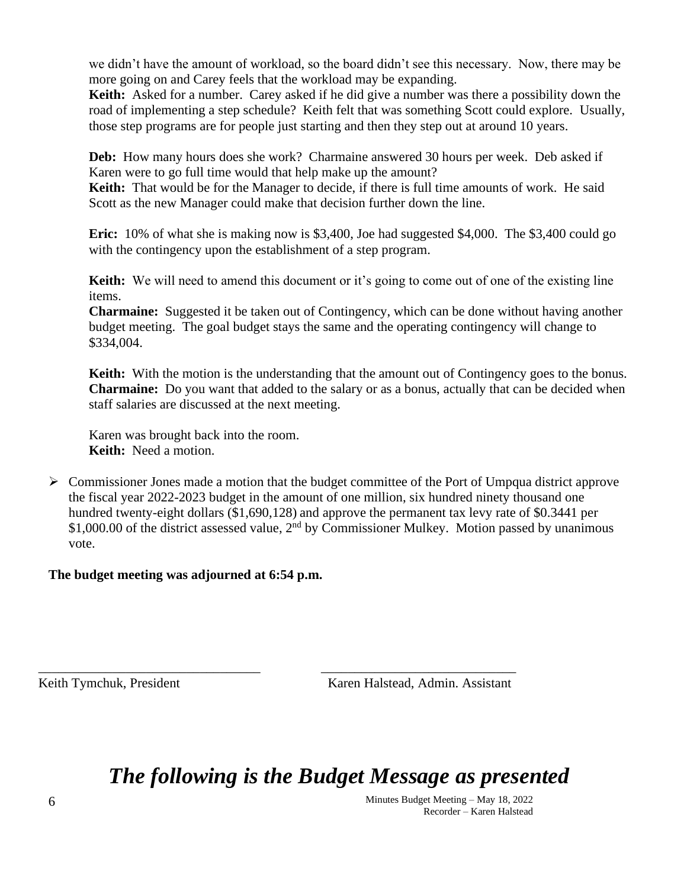we didn't have the amount of workload, so the board didn't see this necessary. Now, there may be more going on and Carey feels that the workload may be expanding.
**Keith:** Asked for a number. Carey asked if he did give a number was there a possibility down the road of implementing a step schedule? Keith felt that was something Scott could explore. Usually, those step programs are for people just starting and then they step out at around 10 years.

**Deb:** How many hours does she work? Charmaine answered 30 hours per week. Deb asked if Karen were to go full time would that help make up the amount?
**Keith:** That would be for the Manager to decide, if there is full time amounts of work. He said Scott as the new Manager could make that decision further down the line.

**Eric:** 10% of what she is making now is $3,400, Joe had suggested $4,000. The $3,400 could go with the contingency upon the establishment of a step program.

**Keith:** We will need to amend this document or it's going to come out of one of the existing line items.
**Charmaine:** Suggested it be taken out of Contingency, which can be done without having another budget meeting. The goal budget stays the same and the operating contingency will change to $334,004.

**Keith:** With the motion is the understanding that the amount out of Contingency goes to the bonus.
**Charmaine:** Do you want that added to the salary or as a bonus, actually that can be decided when staff salaries are discussed at the next meeting.

Karen was brought back into the room.
**Keith:** Need a motion.

- Commissioner Jones made a motion that the budget committee of the Port of Umpqua district approve the fiscal year 2022-2023 budget in the amount of one million, six hundred ninety thousand one hundred twenty-eight dollars ($1,690,128) and approve the permanent tax levy rate of $0.3441 per $1,000.00 of the district assessed value, 2nd by Commissioner Mulkey. Motion passed by unanimous vote.

**The budget meeting was adjourned at 6:54 p.m.**

\_\_\_\_\_\_\_\_\_\_\_\_\_\_\_\_\_\_\_\_\_\_\_\_\_\_\_\_\_\_\_\_ \_\_\_\_\_\_\_\_\_\_\_\_\_\_\_\_\_\_\_\_\_\_\_\_\_\_\_\_\_\_\_\_
Keith Tymchuk, President Karen Halstead, Admin. Assistant

# *The following is the Budget Message as presented*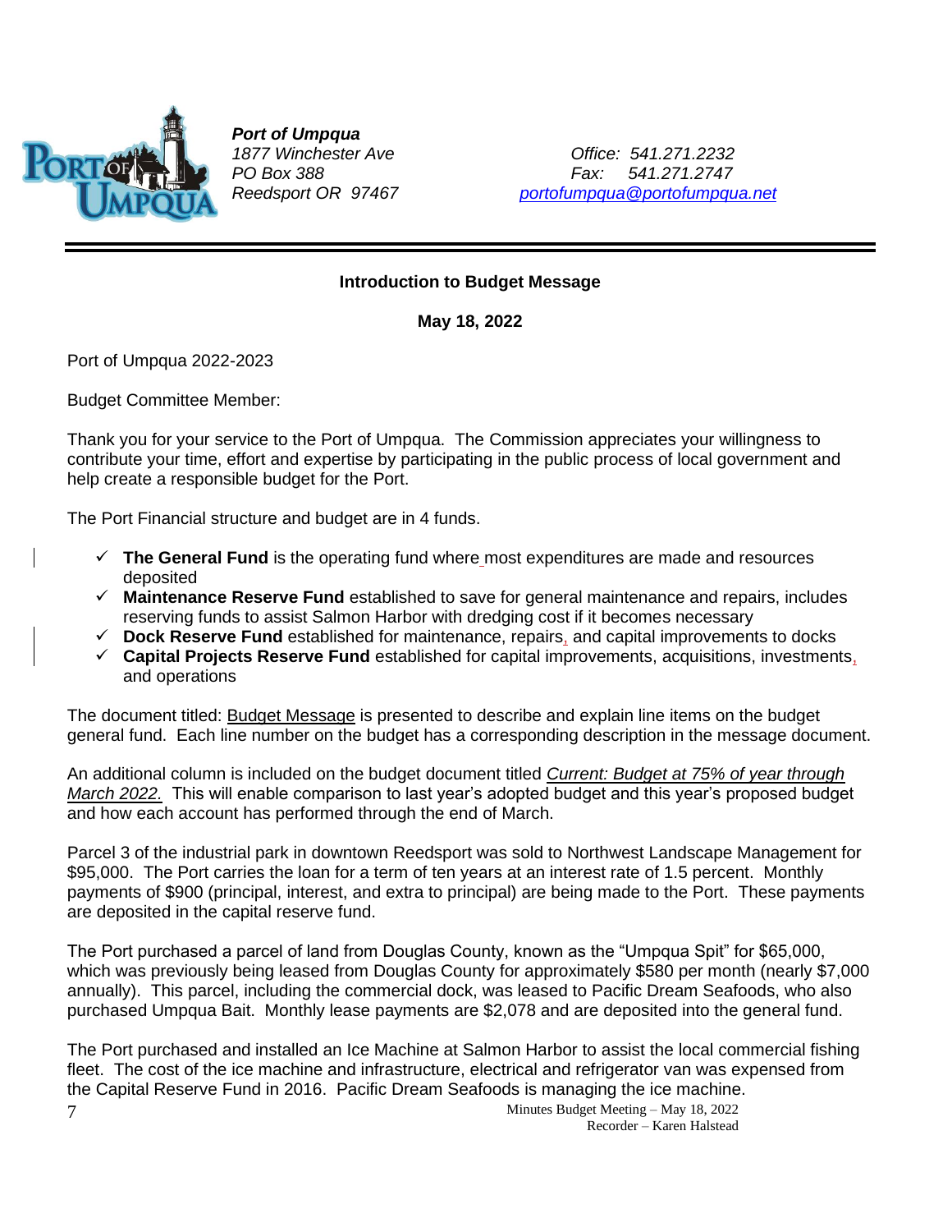**Port of Umpqua**
*1877 Winchester Ave*
*PO Box 388*
*Reedsport OR 97467*

*Office: 541.271.2232*
*Fax: 541.271.2747*
*portofumpqua@portofumpqua.net*

---

**Introduction to Budget Message**

**May 18, 2022**

Port of Umpqua 2022-2023

Budget Committee Member:

Thank you for your service to the Port of Umpqua. The Commission appreciates your willingness to contribute your time, effort and expertise by participating in the public process of local government and help create a responsible budget for the Port.

The Port Financial structure and budget are in 4 funds.

- ✓ **The General Fund** is the operating fund where most expenditures are made and resources deposited
- ✓ **Maintenance Reserve Fund** established to save for general maintenance and repairs, includes reserving funds to assist Salmon Harbor with dredging cost if it becomes necessary
- ✓ **Dock Reserve Fund** established for maintenance, repairs, and capital improvements to docks
- ✓ **Capital Projects Reserve Fund** established for capital improvements, acquisitions, investments, and operations

The document titled: Budget Message is presented to describe and explain line items on the budget general fund. Each line number on the budget has a corresponding description in the message document.

An additional column is included on the budget document titled *Current: Budget at 75% of year through March 2022.* This will enable comparison to last year's adopted budget and this year's proposed budget and how each account has performed through the end of March.

Parcel 3 of the industrial park in downtown Reedsport was sold to Northwest Landscape Management for $95,000. The Port carries the loan for a term of ten years at an interest rate of 1.5 percent. Monthly payments of $900 (principal, interest, and extra to principal) are being made to the Port. These payments are deposited in the capital reserve fund.

The Port purchased a parcel of land from Douglas County, known as the "Umpqua Spit" for $65,000, which was previously being leased from Douglas County for approximately $580 per month (nearly $7,000 annually). This parcel, including the commercial dock, was leased to Pacific Dream Seafoods, who also purchased Umpqua Bait. Monthly lease payments are $2,078 and are deposited into the general fund.

The Port purchased and installed an Ice Machine at Salmon Harbor to assist the local commercial fishing fleet. The cost of the ice machine and infrastructure, electrical and refrigerator van was expensed from the Capital Reserve Fund in 2016. Pacific Dream Seafoods is managing the ice machine.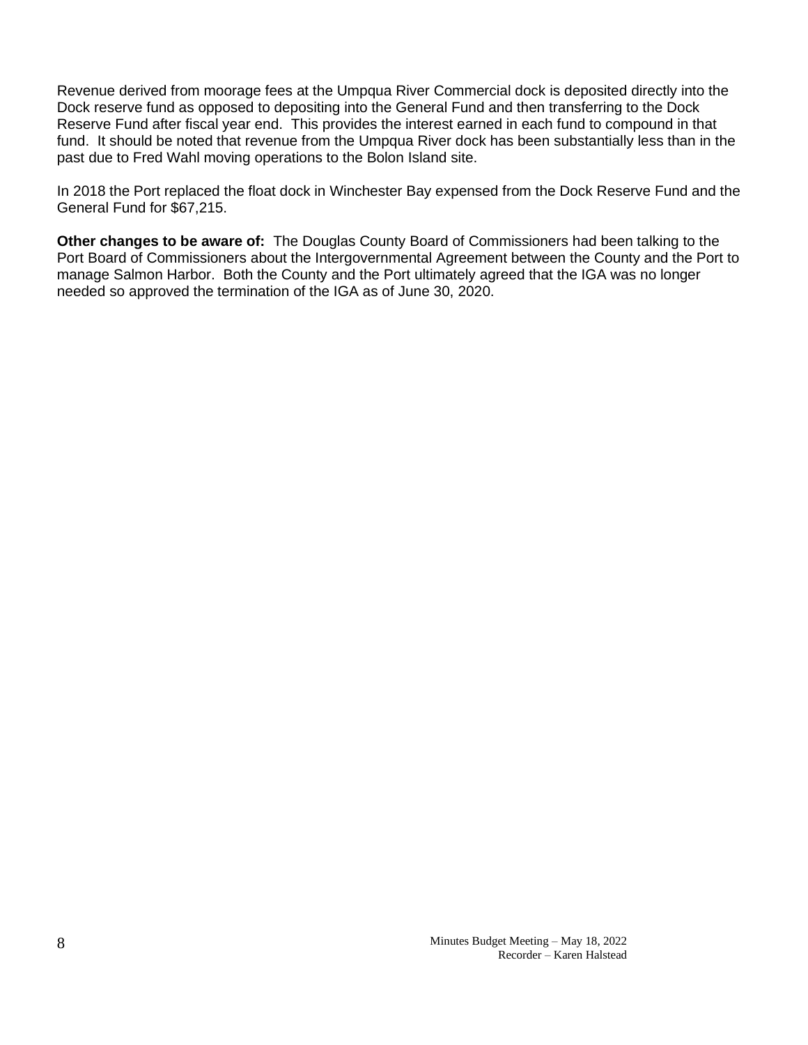Revenue derived from moorage fees at the Umpqua River Commercial dock is deposited directly into the Dock reserve fund as opposed to depositing into the General Fund and then transferring to the Dock Reserve Fund after fiscal year end. This provides the interest earned in each fund to compound in that fund. It should be noted that revenue from the Umpqua River dock has been substantially less than in the past due to Fred Wahl moving operations to the Bolon Island site.

In 2018 the Port replaced the float dock in Winchester Bay expensed from the Dock Reserve Fund and the General Fund for $67,215.

**Other changes to be aware of:** The Douglas County Board of Commissioners had been talking to the Port Board of Commissioners about the Intergovernmental Agreement between the County and the Port to manage Salmon Harbor. Both the County and the Port ultimately agreed that the IGA was no longer needed so approved the termination of the IGA as of June 30, 2020.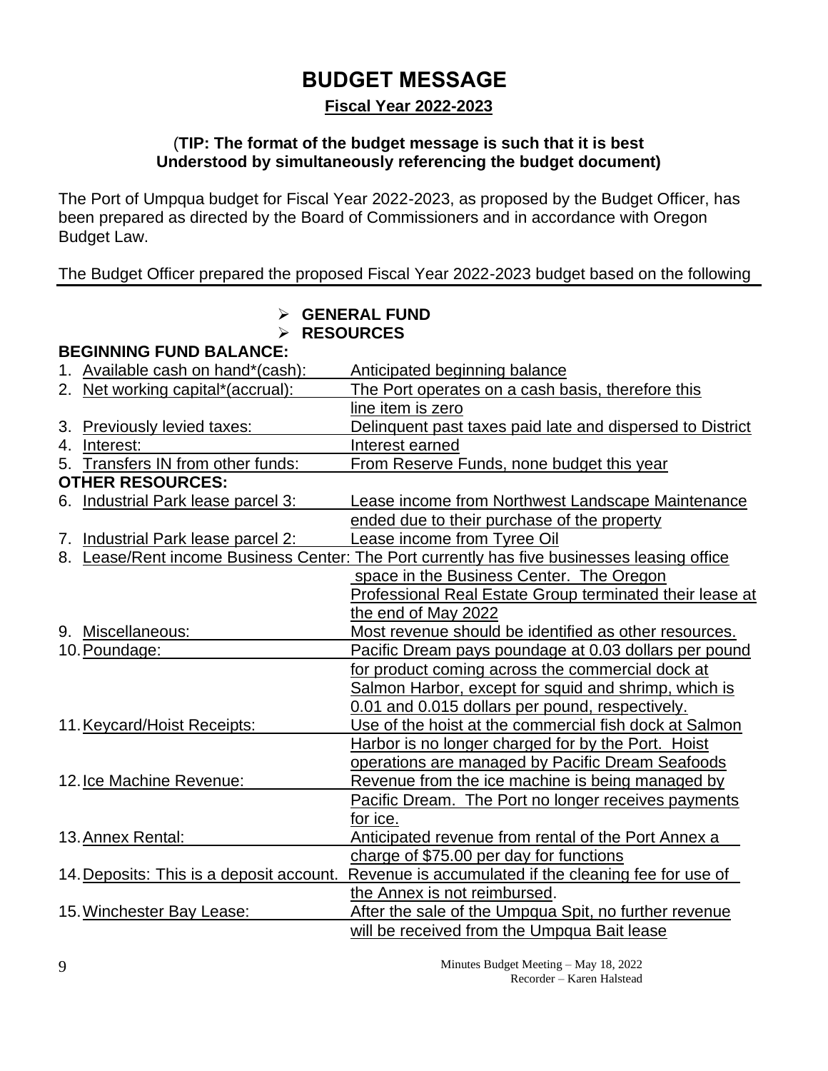# BUDGET MESSAGE

## Fiscal Year 2022-2023

(**TIP: The format of the budget message is such that it is best Understood by simultaneously referencing the budget document)**

The Port of Umpqua budget for Fiscal Year 2022-2023, as proposed by the Budget Officer, has been prepared as directed by the Board of Commissioners and in accordance with Oregon Budget Law.

The Budget Officer prepared the proposed Fiscal Year 2022-2023 budget based on the following

- **GENERAL FUND**
- **RESOURCES**

**BEGINNING FUND BALANCE:**

| | |
|---|---|
| 1. Available cash on hand*(cash): | Anticipated beginning balance |
| 2. Net working capital*(accrual): | The Port operates on a cash basis, therefore this line item is zero |
| 3. Previously levied taxes: | Delinquent past taxes paid late and dispersed to District |
| 4. Interest: | Interest earned |
| 5. Transfers IN from other funds: | From Reserve Funds, none budget this year |

**OTHER RESOURCES:**

| | |
|---|---|
| 6. Industrial Park lease parcel 3: | Lease income from Northwest Landscape Maintenance ended due to their purchase of the property |
| 7. Industrial Park lease parcel 2: | Lease income from Tyree Oil |
| 8. Lease/Rent income Business Center: | The Port currently has five businesses leasing office space in the Business Center. The Oregon Professional Real Estate Group terminated their lease at the end of May 2022 |
| 9. Miscellaneous: | Most revenue should be identified as other resources. |
| 10. Poundage: | Pacific Dream pays poundage at 0.03 dollars per pound for product coming across the commercial dock at Salmon Harbor, except for squid and shrimp, which is 0.01 and 0.015 dollars per pound, respectively. |
| 11. Keycard/Hoist Receipts: | Use of the hoist at the commercial fish dock at Salmon Harbor is no longer charged for by the Port. Hoist operations are managed by Pacific Dream Seafoods |
| 12. Ice Machine Revenue: | Revenue from the ice machine is being managed by Pacific Dream. The Port no longer receives payments for ice. |
| 13. Annex Rental: | Anticipated revenue from rental of the Port Annex a charge of $75.00 per day for functions |
| 14. Deposits: This is a deposit account. | Revenue is accumulated if the cleaning fee for use of the Annex is not reimbursed. |
| 15. Winchester Bay Lease: | After the sale of the Umpqua Spit, no further revenue will be received from the Umpqua Bait lease |

Minutes Budget Meeting – May 18, 2022
Recorder – Karen Halstead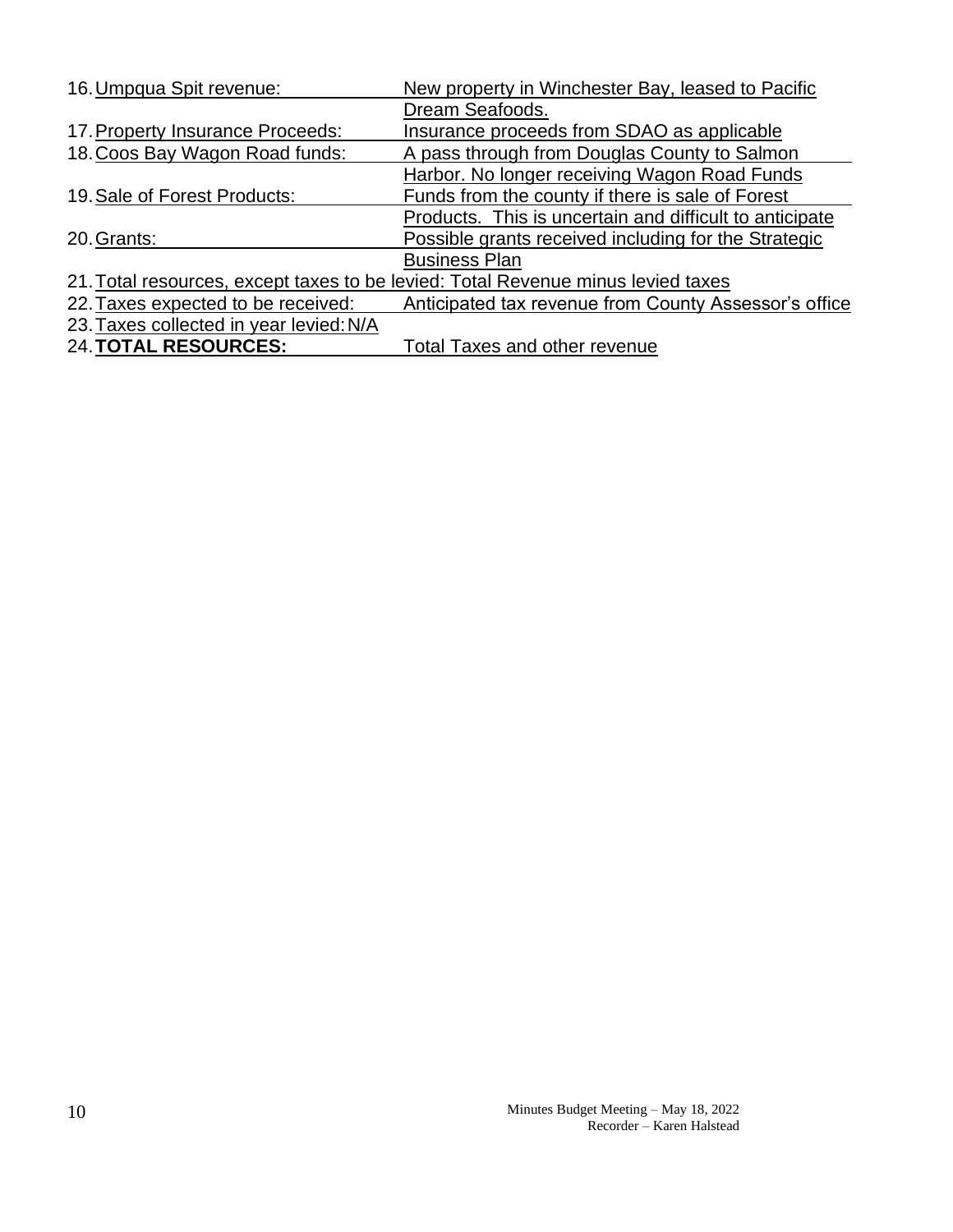16. Umpqua Spit revenue: New property in Winchester Bay, leased to Pacific Dream Seafoods.
17. Property Insurance Proceeds: Insurance proceeds from SDAO as applicable
18. Coos Bay Wagon Road funds: A pass through from Douglas County to Salmon Harbor. No longer receiving Wagon Road Funds
19. Sale of Forest Products: Funds from the county if there is sale of Forest Products. This is uncertain and difficult to anticipate
20. Grants: Possible grants received including for the Strategic Business Plan
21. Total resources, except taxes to be levied: Total Revenue minus levied taxes
22. Taxes expected to be received: Anticipated tax revenue from County Assessor's office
23. Taxes collected in year levied: N/A
24. **TOTAL RESOURCES:** Total Taxes and other revenue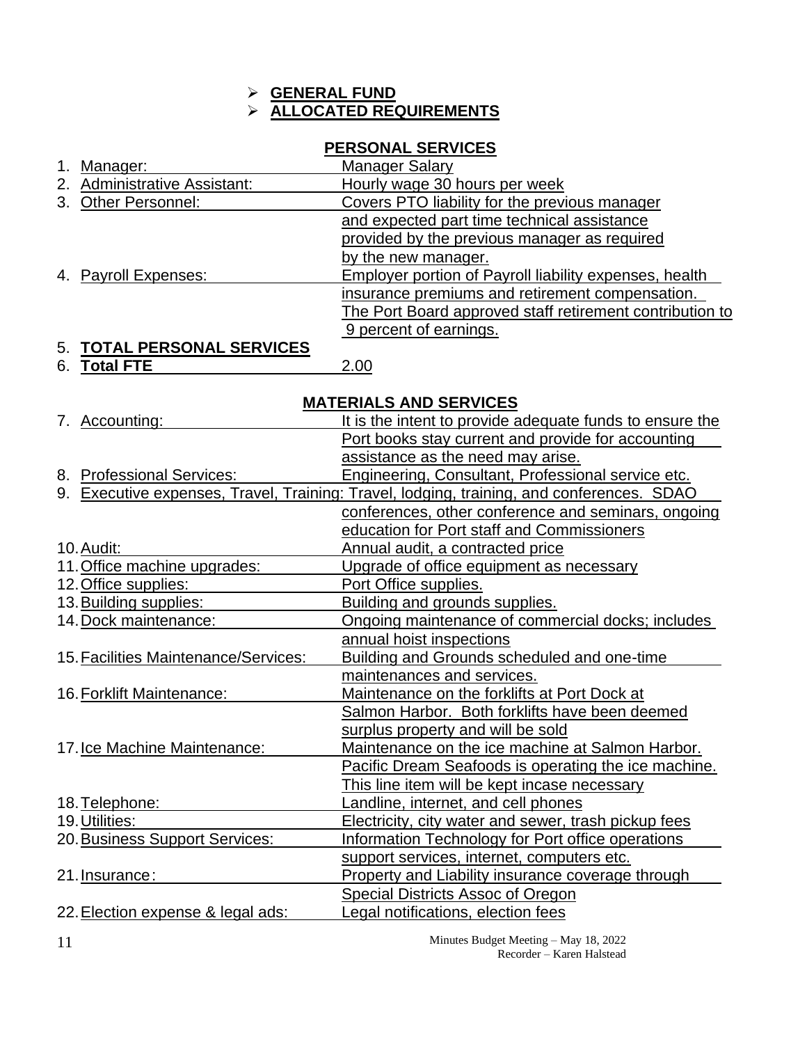- **GENERAL FUND**
- **ALLOCATED REQUIREMENTS**

## PERSONAL SERVICES

| | |
|---|---|
| 1. Manager: | Manager Salary |
| 2. Administrative Assistant: | Hourly wage 30 hours per week |
| 3. Other Personnel: | Covers PTO liability for the previous manager and expected part time technical assistance provided by the previous manager as required by the new manager. |
| 4. Payroll Expenses: | Employer portion of Payroll liability expenses, health insurance premiums and retirement compensation. The Port Board approved staff retirement contribution to 9 percent of earnings. |
| 5. **TOTAL PERSONAL SERVICES** | |
| 6. **Total FTE** | 2.00 |

## MATERIALS AND SERVICES

| | |
|---|---|
| 7. Accounting: | It is the intent to provide adequate funds to ensure the Port books stay current and provide for accounting assistance as the need may arise. |
| 8. Professional Services: | Engineering, Consultant, Professional service etc. |
| 9. Executive expenses, Travel, Training: | Travel, lodging, training, and conferences. SDAO conferences, other conference and seminars, ongoing education for Port staff and Commissioners |
| 10. Audit: | Annual audit, a contracted price |
| 11. Office machine upgrades: | Upgrade of office equipment as necessary |
| 12. Office supplies: | Port Office supplies. |
| 13. Building supplies: | Building and grounds supplies. |
| 14. Dock maintenance: | Ongoing maintenance of commercial docks; includes annual hoist inspections |
| 15. Facilities Maintenance/Services: | Building and Grounds scheduled and one-time maintenances and services. |
| 16. Forklift Maintenance: | Maintenance on the forklifts at Port Dock at Salmon Harbor. Both forklifts have been deemed surplus property and will be sold |
| 17. Ice Machine Maintenance: | Maintenance on the ice machine at Salmon Harbor. Pacific Dream Seafoods is operating the ice machine. This line item will be kept incase necessary |
| 18. Telephone: | Landline, internet, and cell phones |
| 19. Utilities: | Electricity, city water and sewer, trash pickup fees |
| 20. Business Support Services: | Information Technology for Port office operations support services, internet, computers etc. |
| 21. Insurance: | Property and Liability insurance coverage through Special Districts Assoc of Oregon |
| 22. Election expense & legal ads: | Legal notifications, election fees |

Minutes Budget Meeting – May 18, 2022
Recorder – Karen Halstead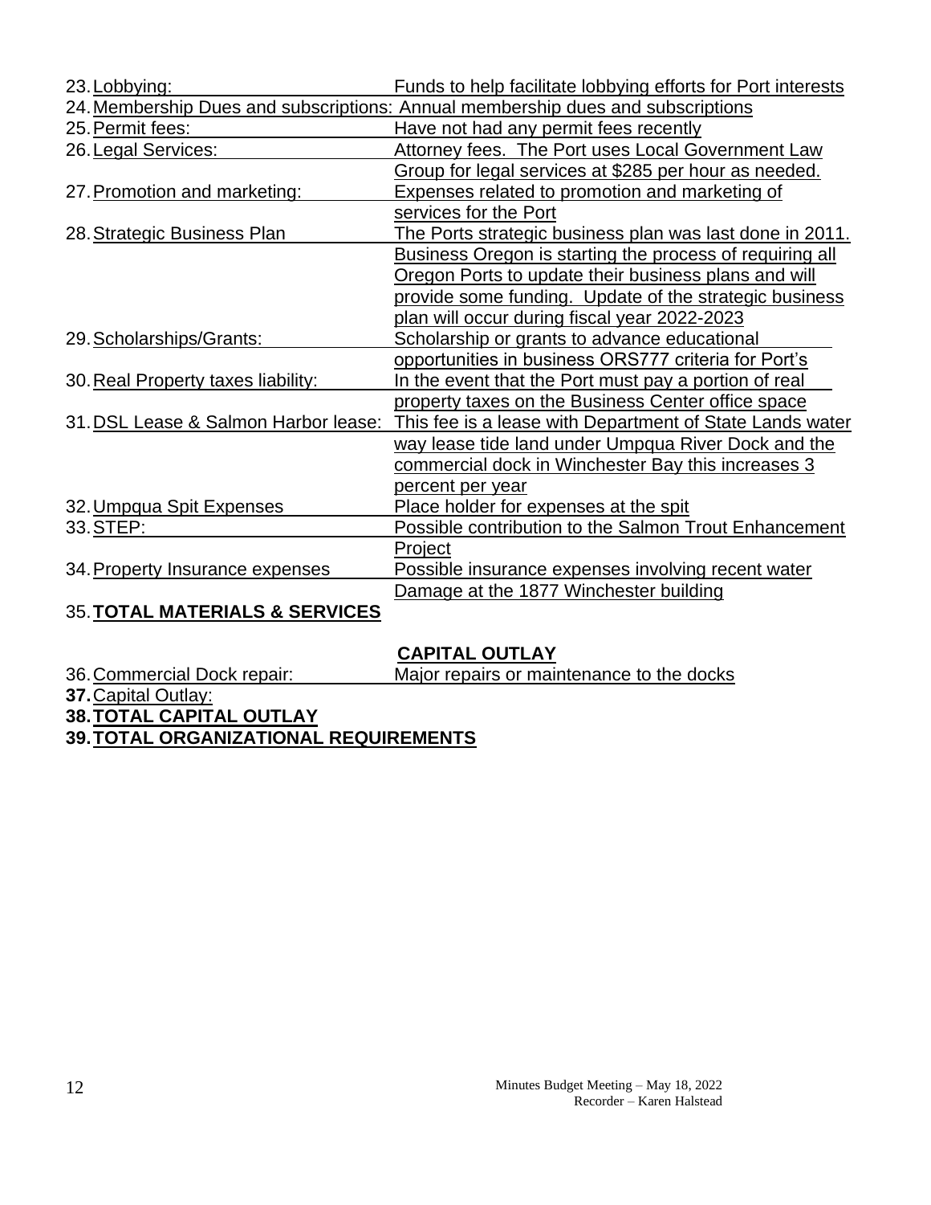23. Lobbying: Funds to help facilitate lobbying efforts for Port interests
24. Membership Dues and subscriptions: Annual membership dues and subscriptions
25. Permit fees: Have not had any permit fees recently
26. Legal Services: Attorney fees. The Port uses Local Government Law Group for legal services at $285 per hour as needed.
27. Promotion and marketing: Expenses related to promotion and marketing of services for the Port
28. Strategic Business Plan The Ports strategic business plan was last done in 2011. Business Oregon is starting the process of requiring all Oregon Ports to update their business plans and will provide some funding. Update of the strategic business plan will occur during fiscal year 2022-2023
29. Scholarships/Grants: Scholarship or grants to advance educational opportunities in business ORS777 criteria for Port's
30. Real Property taxes liability: In the event that the Port must pay a portion of real property taxes on the Business Center office space
31. DSL Lease & Salmon Harbor lease: This fee is a lease with Department of State Lands water way lease tide land under Umpqua River Dock and the commercial dock in Winchester Bay this increases 3 percent per year
32. Umpqua Spit Expenses Place holder for expenses at the spit
33. STEP: Possible contribution to the Salmon Trout Enhancement Project
34. Property Insurance expenses Possible insurance expenses involving recent water Damage at the 1877 Winchester building
35. **TOTAL MATERIALS & SERVICES**

## CAPITAL OUTLAY

36. Commercial Dock repair: Major repairs or maintenance to the docks
37. Capital Outlay:
38. **TOTAL CAPITAL OUTLAY**
39. **TOTAL ORGANIZATIONAL REQUIREMENTS**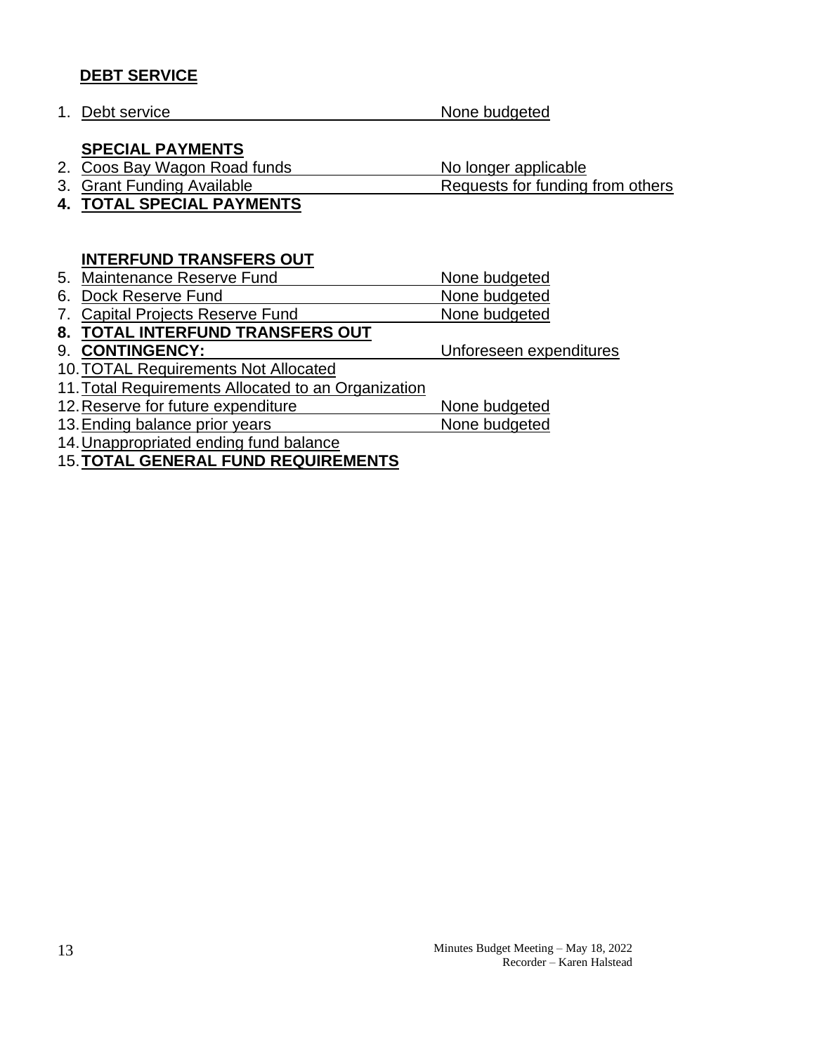**DEBT SERVICE**

1. Debt service — None budgeted

**SPECIAL PAYMENTS**

2. Coos Bay Wagon Road funds — No longer applicable
3. Grant Funding Available — Requests for funding from others
4. **TOTAL SPECIAL PAYMENTS**

**INTERFUND TRANSFERS OUT**

5. Maintenance Reserve Fund — None budgeted
6. Dock Reserve Fund — None budgeted
7. Capital Projects Reserve Fund — None budgeted
8. **TOTAL INTERFUND TRANSFERS OUT**
9. **CONTINGENCY:** — Unforeseen expenditures
10. TOTAL Requirements Not Allocated
11. Total Requirements Allocated to an Organization
12. Reserve for future expenditure — None budgeted
13. Ending balance prior years — None budgeted
14. Unappropriated ending fund balance
15. **TOTAL GENERAL FUND REQUIREMENTS**